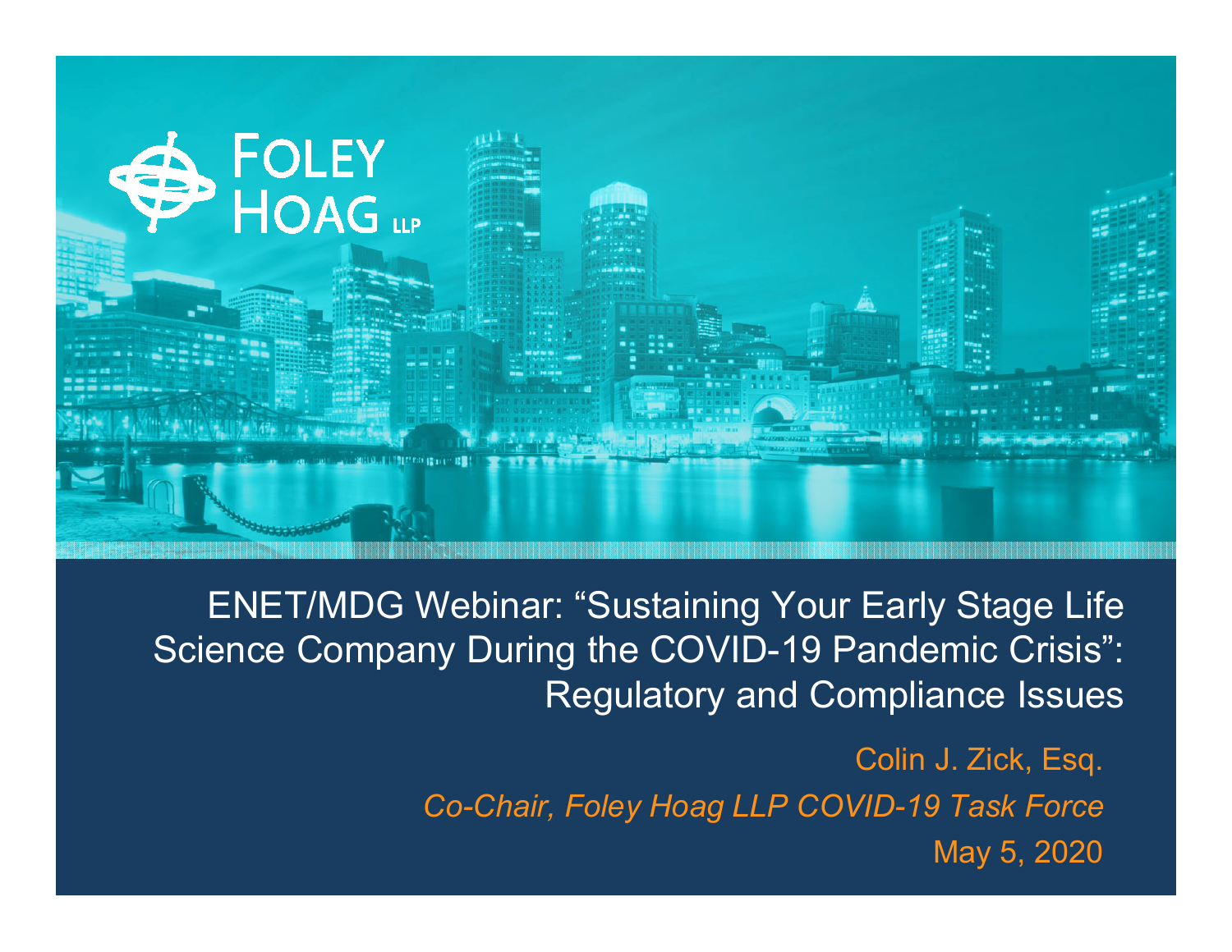FOLEY HOAG LLP

# ENET/MDG Webinar: "Sustaining Your Early Stage Life Science Company During the COVID-19 Pandemic Crisis": Regulatory and Compliance Issues

Colin J. Zick, Esq.

*Co-Chair, Foley Hoag LLP COVID-19 Task Force*

May 5, 2020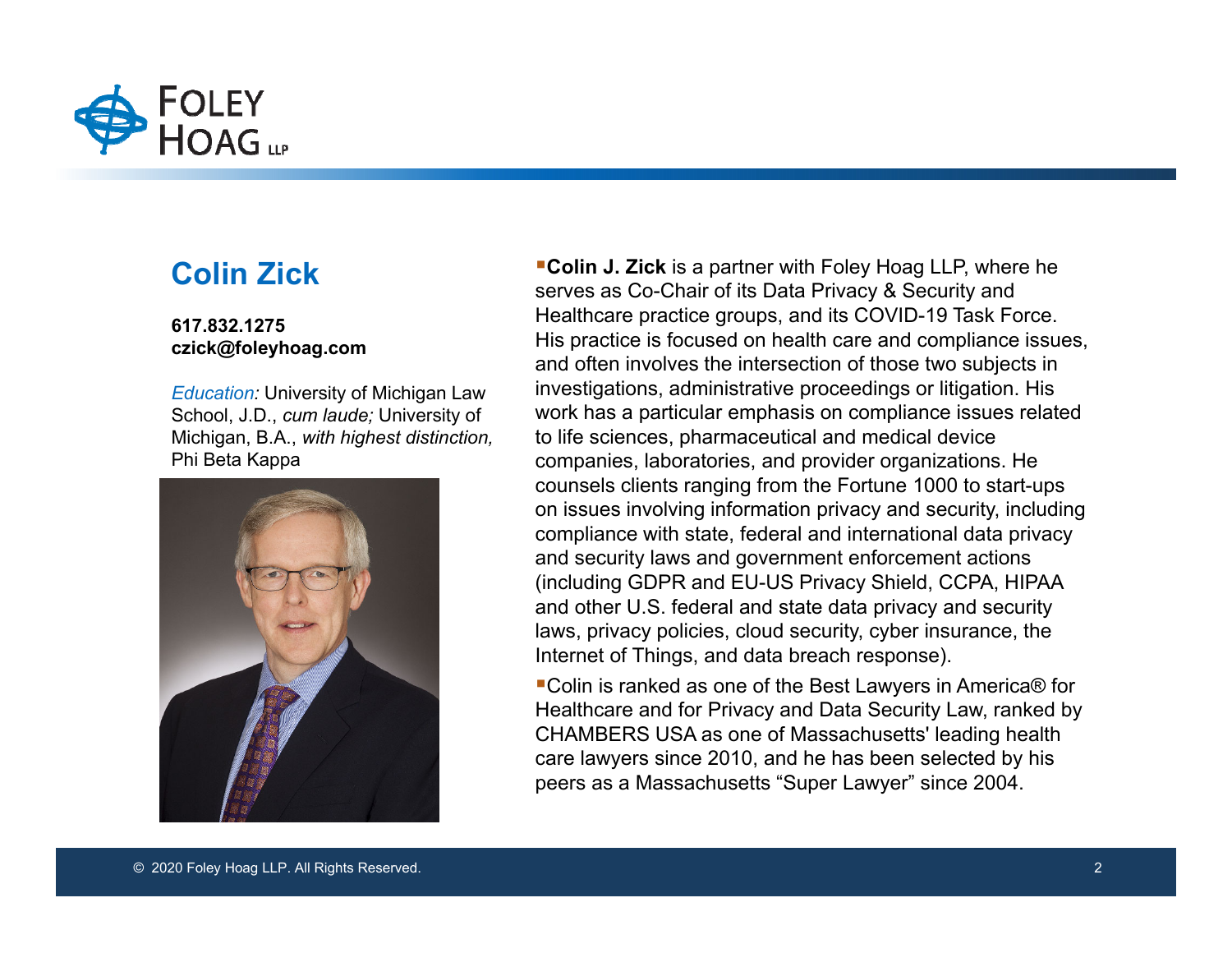## Colin Zick

**617.832.1275**
**czick@foleyhoag.com**

*Education:* University of Michigan Law School, J.D., *cum laude;* University of Michigan, B.A., *with highest distinction,* Phi Beta Kappa

- **Colin J. Zick** is a partner with Foley Hoag LLP, where he serves as Co-Chair of its Data Privacy & Security and Healthcare practice groups, and its COVID-19 Task Force. His practice is focused on health care and compliance issues, and often involves the intersection of those two subjects in investigations, administrative proceedings or litigation. His work has a particular emphasis on compliance issues related to life sciences, pharmaceutical and medical device companies, laboratories, and provider organizations. He counsels clients ranging from the Fortune 1000 to start-ups on issues involving information privacy and security, including compliance with state, federal and international data privacy and security laws and government enforcement actions (including GDPR and EU-US Privacy Shield, CCPA, HIPAA and other U.S. federal and state data privacy and security laws, privacy policies, cloud security, cyber insurance, the Internet of Things, and data breach response).
- Colin is ranked as one of the Best Lawyers in America® for Healthcare and for Privacy and Data Security Law, ranked by CHAMBERS USA as one of Massachusetts' leading health care lawyers since 2010, and he has been selected by his peers as a Massachusetts "Super Lawyer" since 2004.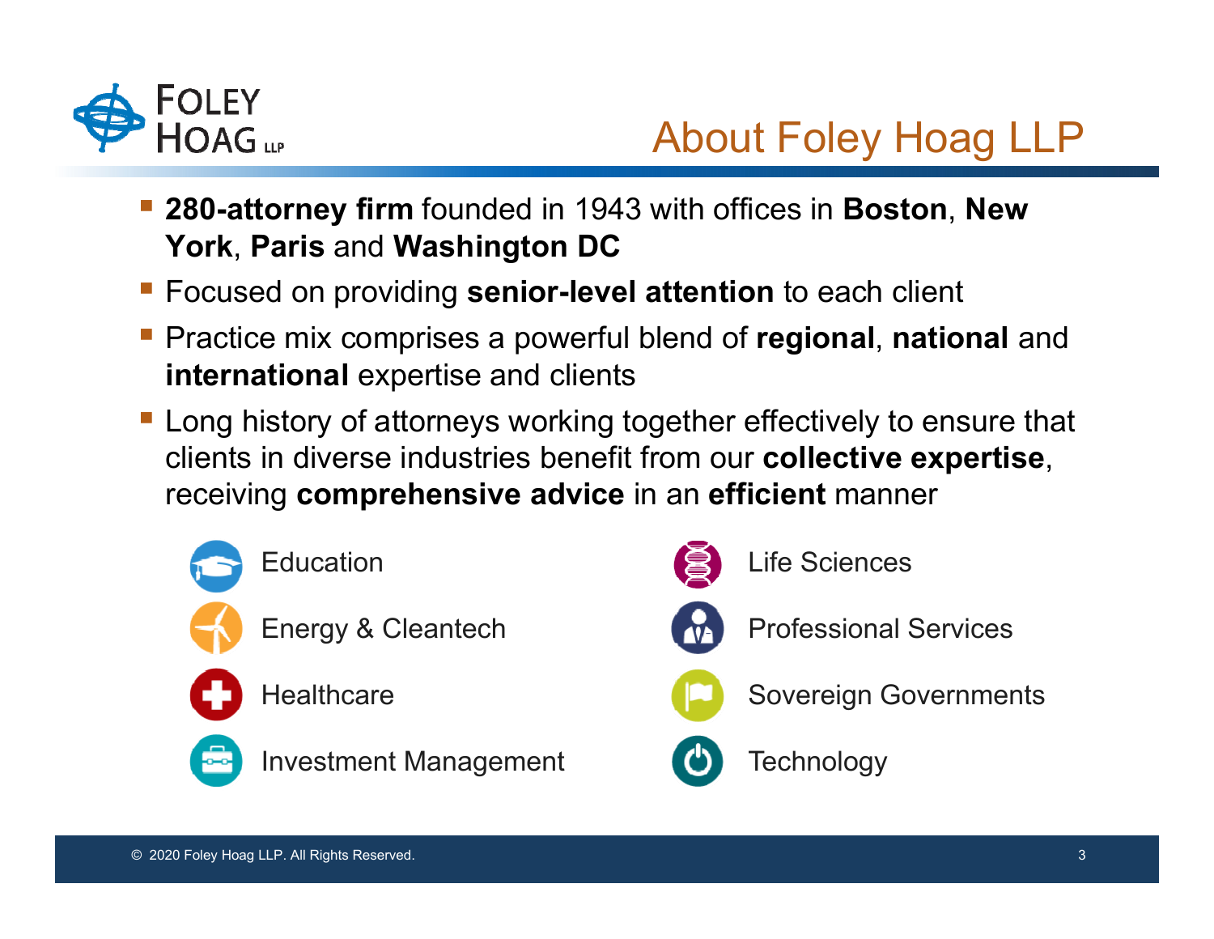# About Foley Hoag LLP

- **280-attorney firm** founded in 1943 with offices in **Boston**, **New York**, **Paris** and **Washington DC**
- Focused on providing **senior-level attention** to each client
- Practice mix comprises a powerful blend of **regional**, **national** and **international** expertise and clients
- Long history of attorneys working together effectively to ensure that clients in diverse industries benefit from our **collective expertise**, receiving **comprehensive advice** in an **efficient** manner

- Education
- Energy & Cleantech
- Healthcare
- Investment Management
- Life Sciences
- Professional Services
- Sovereign Governments
- Technology

© 2020 Foley Hoag LLP. All Rights Reserved.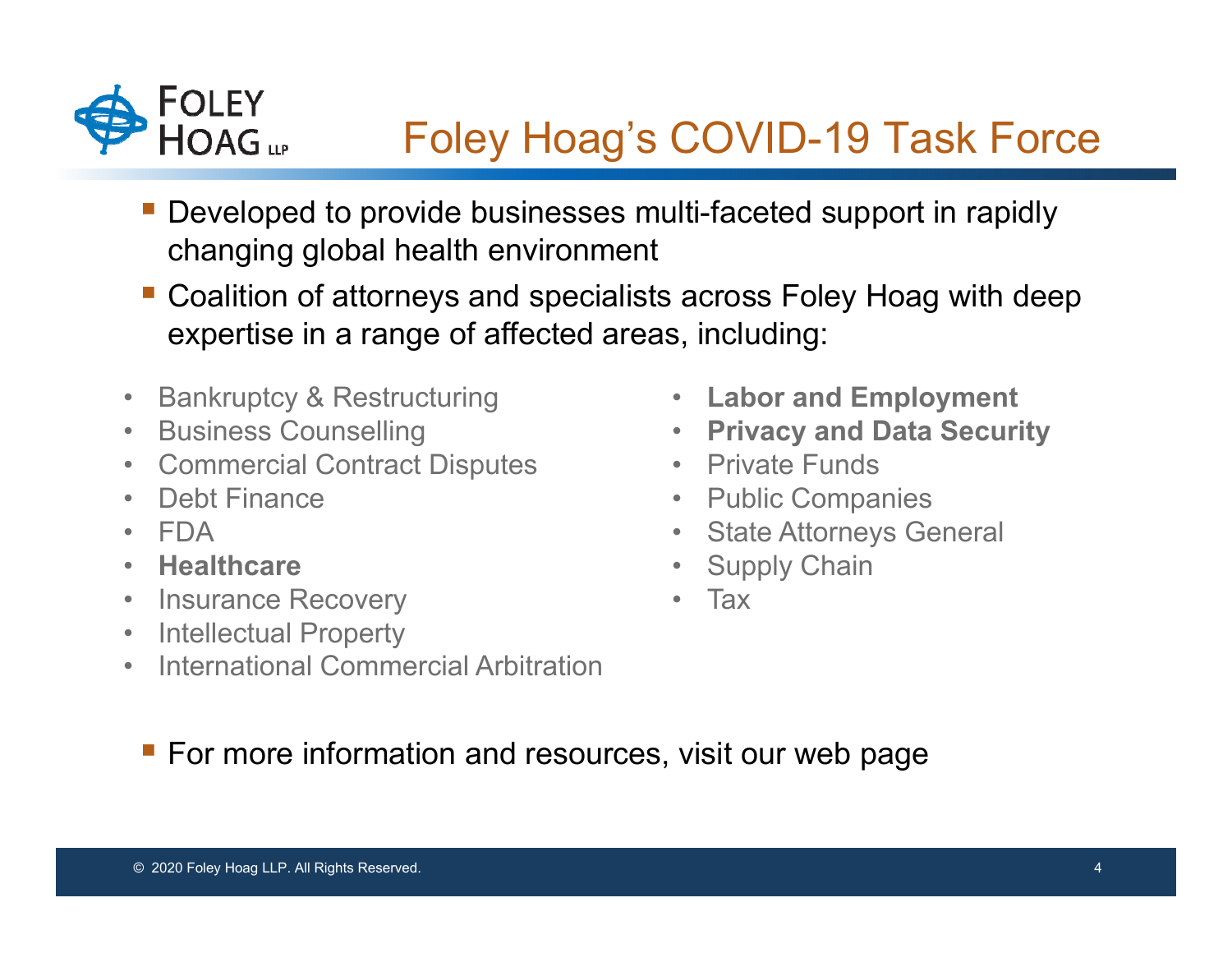# Foley Hoag's COVID-19 Task Force

- Developed to provide businesses multi-faceted support in rapidly changing global health environment
- Coalition of attorneys and specialists across Foley Hoag with deep expertise in a range of affected areas, including:

- Bankruptcy & Restructuring
- Business Counselling
- Commercial Contract Disputes
- Debt Finance
- FDA
- **Healthcare**
- Insurance Recovery
- Intellectual Property
- International Commercial Arbitration
- **Labor and Employment**
- **Privacy and Data Security**
- Private Funds
- Public Companies
- State Attorneys General
- Supply Chain
- Tax

- For more information and resources, visit our web page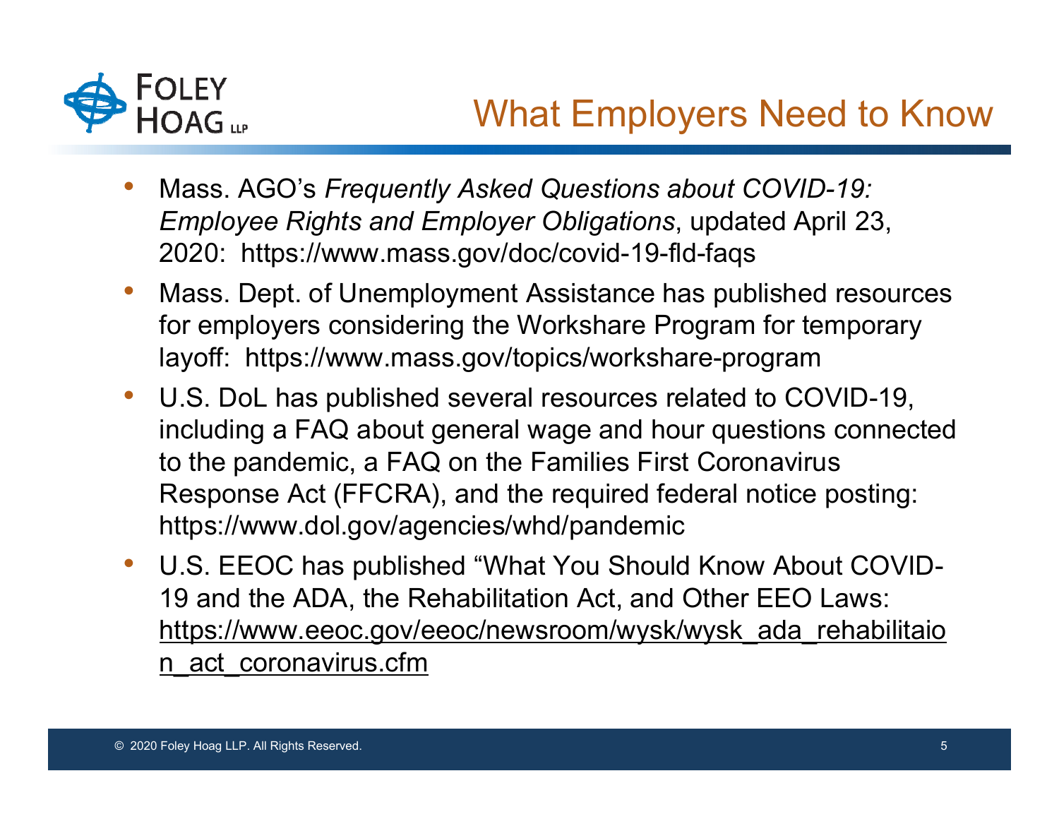# What Employers Need to Know

- Mass. AGO's *Frequently Asked Questions about COVID-19: Employee Rights and Employer Obligations*, updated April 23, 2020: https://www.mass.gov/doc/covid-19-fld-faqs
- Mass. Dept. of Unemployment Assistance has published resources for employers considering the Workshare Program for temporary layoff: https://www.mass.gov/topics/workshare-program
- U.S. DoL has published several resources related to COVID-19, including a FAQ about general wage and hour questions connected to the pandemic, a FAQ on the Families First Coronavirus Response Act (FFCRA), and the required federal notice posting: https://www.dol.gov/agencies/whd/pandemic
- U.S. EEOC has published "What You Should Know About COVID-19 and the ADA, the Rehabilitation Act, and Other EEO Laws: https://www.eeoc.gov/eeoc/newsroom/wysk/wysk_ada_rehabilitaion_act_coronavirus.cfm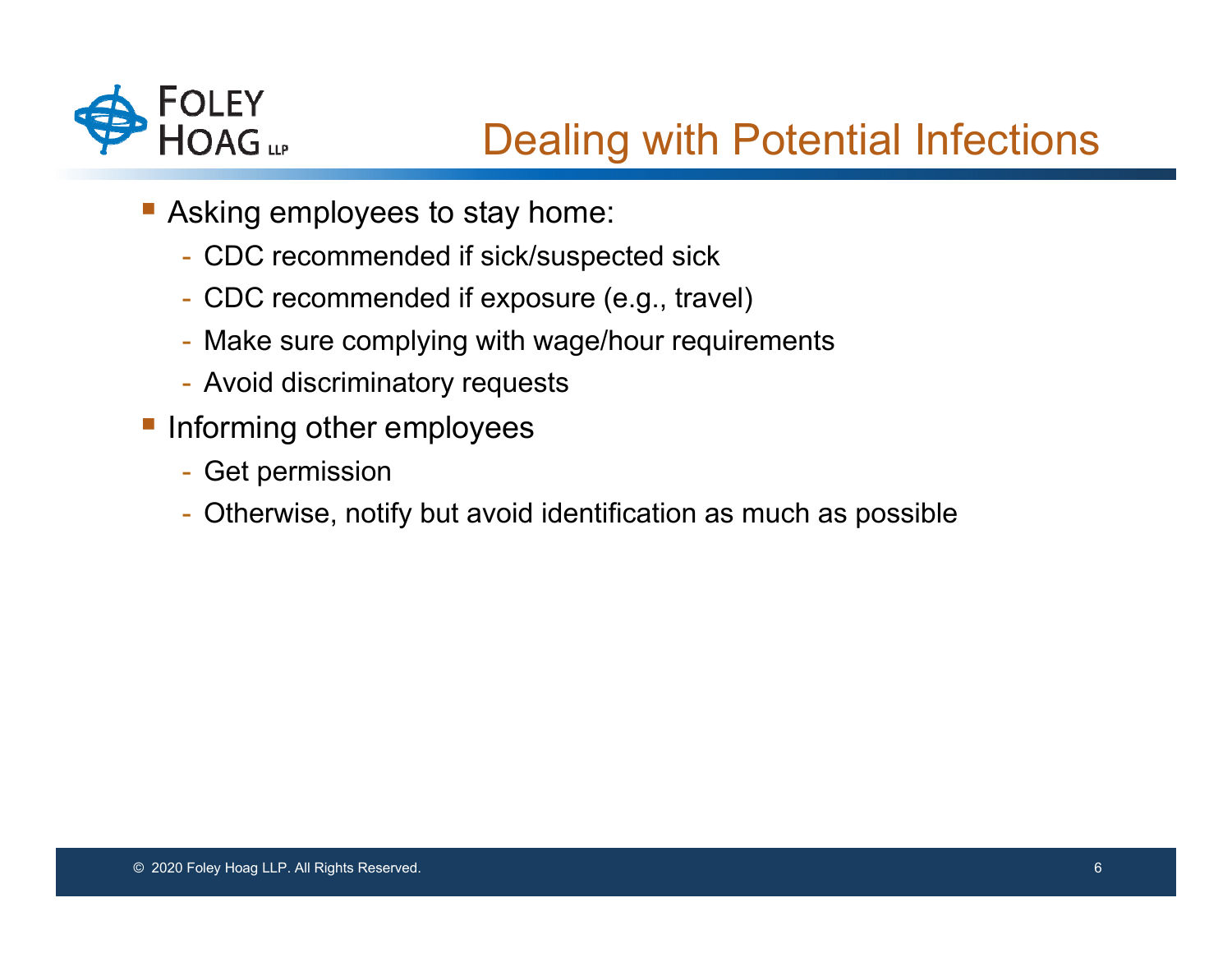# Dealing with Potential Infections

- Asking employees to stay home:
  - CDC recommended if sick/suspected sick
  - CDC recommended if exposure (e.g., travel)
  - Make sure complying with wage/hour requirements
  - Avoid discriminatory requests
- Informing other employees
  - Get permission
  - Otherwise, notify but avoid identification as much as possible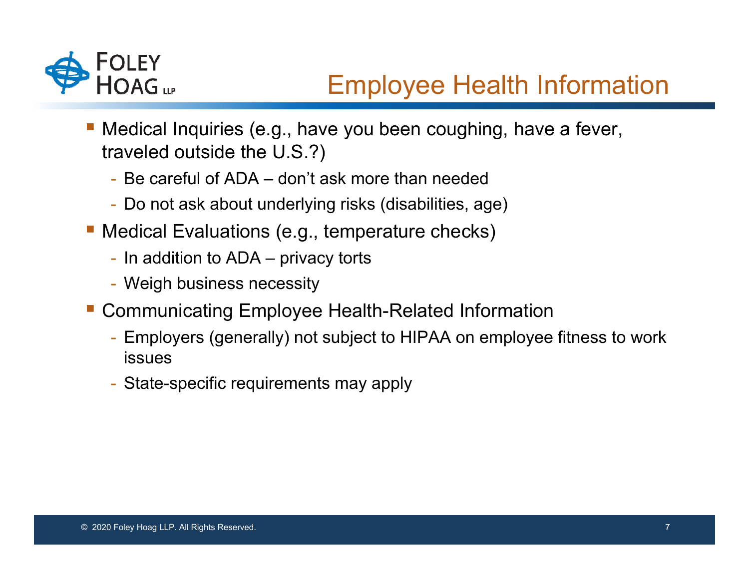# Employee Health Information

- Medical Inquiries (e.g., have you been coughing, have a fever, traveled outside the U.S.?)
  - Be careful of ADA – don't ask more than needed
  - Do not ask about underlying risks (disabilities, age)
- Medical Evaluations (e.g., temperature checks)
  - In addition to ADA – privacy torts
  - Weigh business necessity
- Communicating Employee Health-Related Information
  - Employers (generally) not subject to HIPAA on employee fitness to work issues
  - State-specific requirements may apply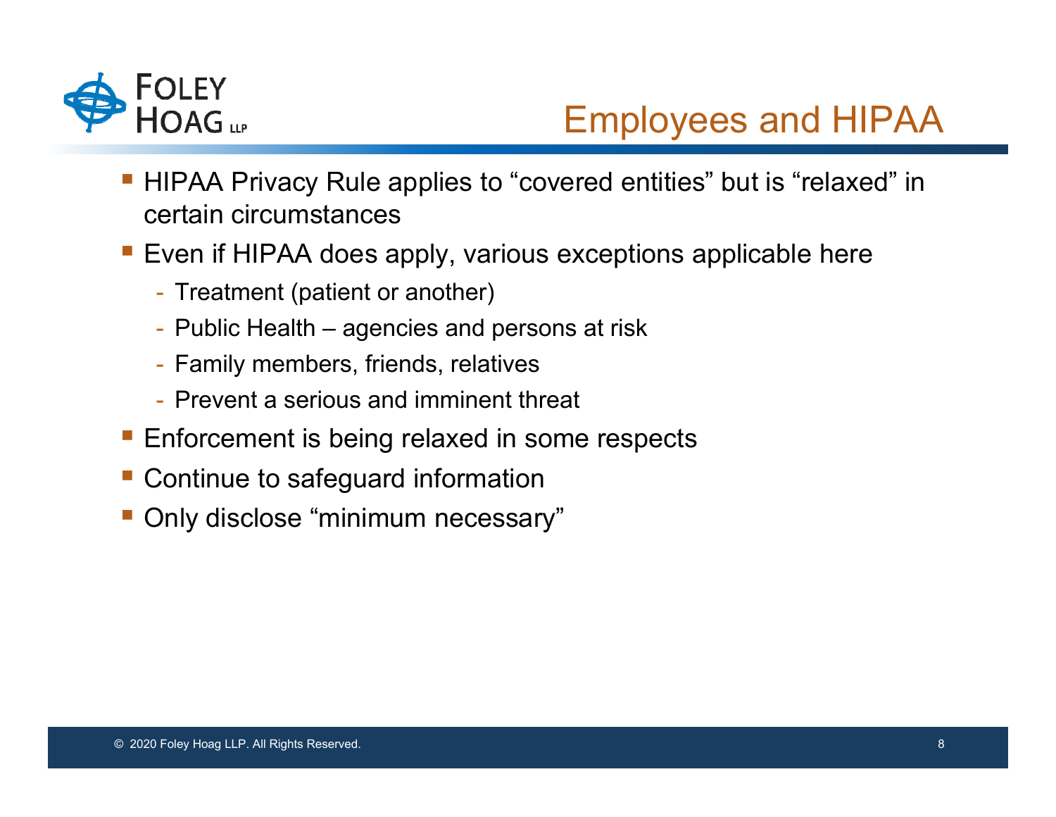# Employees and HIPAA

- HIPAA Privacy Rule applies to “covered entities” but is “relaxed” in certain circumstances
- Even if HIPAA does apply, various exceptions applicable here
  - Treatment (patient or another)
  - Public Health – agencies and persons at risk
  - Family members, friends, relatives
  - Prevent a serious and imminent threat
- Enforcement is being relaxed in some respects
- Continue to safeguard information
- Only disclose “minimum necessary”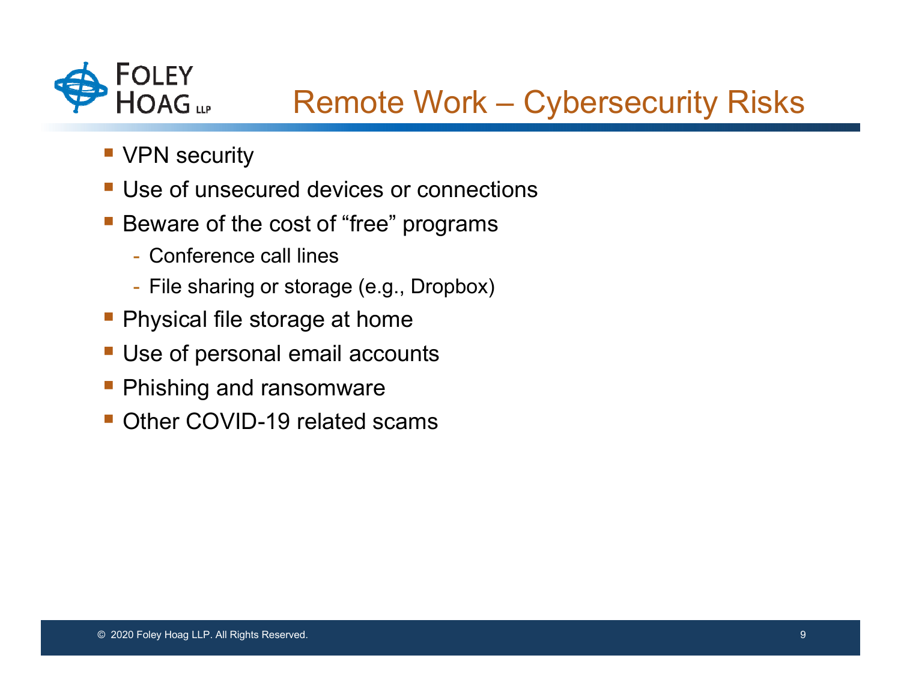# Remote Work – Cybersecurity Risks

- VPN security
- Use of unsecured devices or connections
- Beware of the cost of "free" programs
  - Conference call lines
  - File sharing or storage (e.g., Dropbox)
- Physical file storage at home
- Use of personal email accounts
- Phishing and ransomware
- Other COVID-19 related scams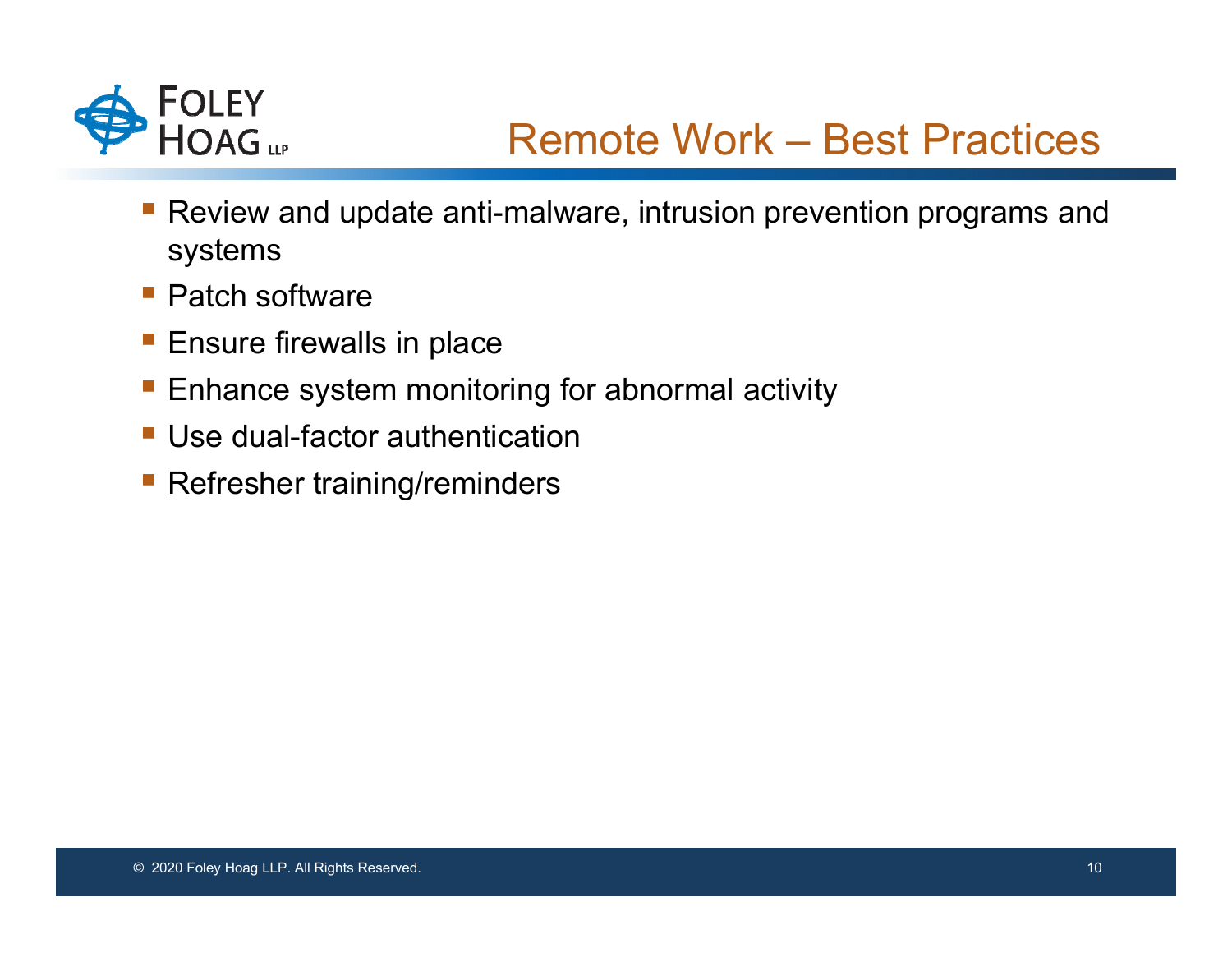# Remote Work – Best Practices

- Review and update anti-malware, intrusion prevention programs and systems
- Patch software
- Ensure firewalls in place
- Enhance system monitoring for abnormal activity
- Use dual-factor authentication
- Refresher training/reminders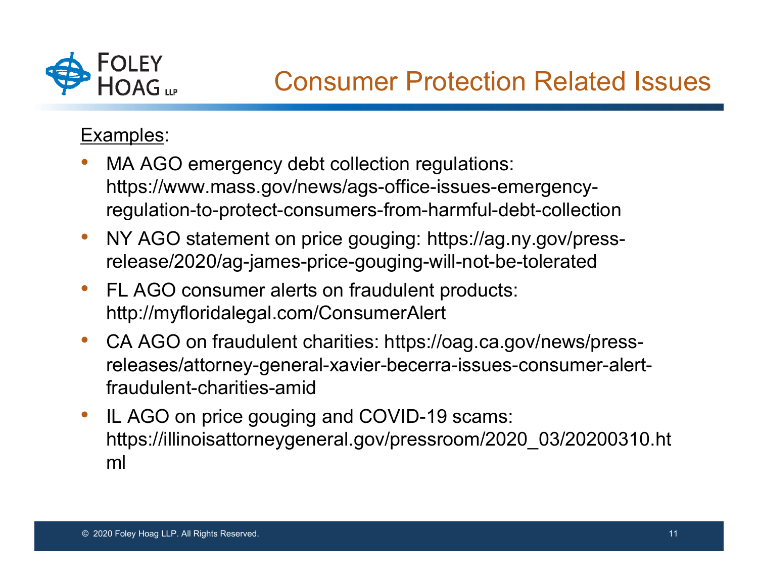# Consumer Protection Related Issues

Examples:

- MA AGO emergency debt collection regulations: https://www.mass.gov/news/ags-office-issues-emergency-regulation-to-protect-consumers-from-harmful-debt-collection
- NY AGO statement on price gouging: https://ag.ny.gov/press-release/2020/ag-james-price-gouging-will-not-be-tolerated
- FL AGO consumer alerts on fraudulent products: http://myfloridalegal.com/ConsumerAlert
- CA AGO on fraudulent charities: https://oag.ca.gov/news/press-releases/attorney-general-xavier-becerra-issues-consumer-alert-fraudulent-charities-amid
- IL AGO on price gouging and COVID-19 scams: https://illinoisattorneygeneral.gov/pressroom/2020_03/20200310.html

© 2020 Foley Hoag LLP. All Rights Reserved.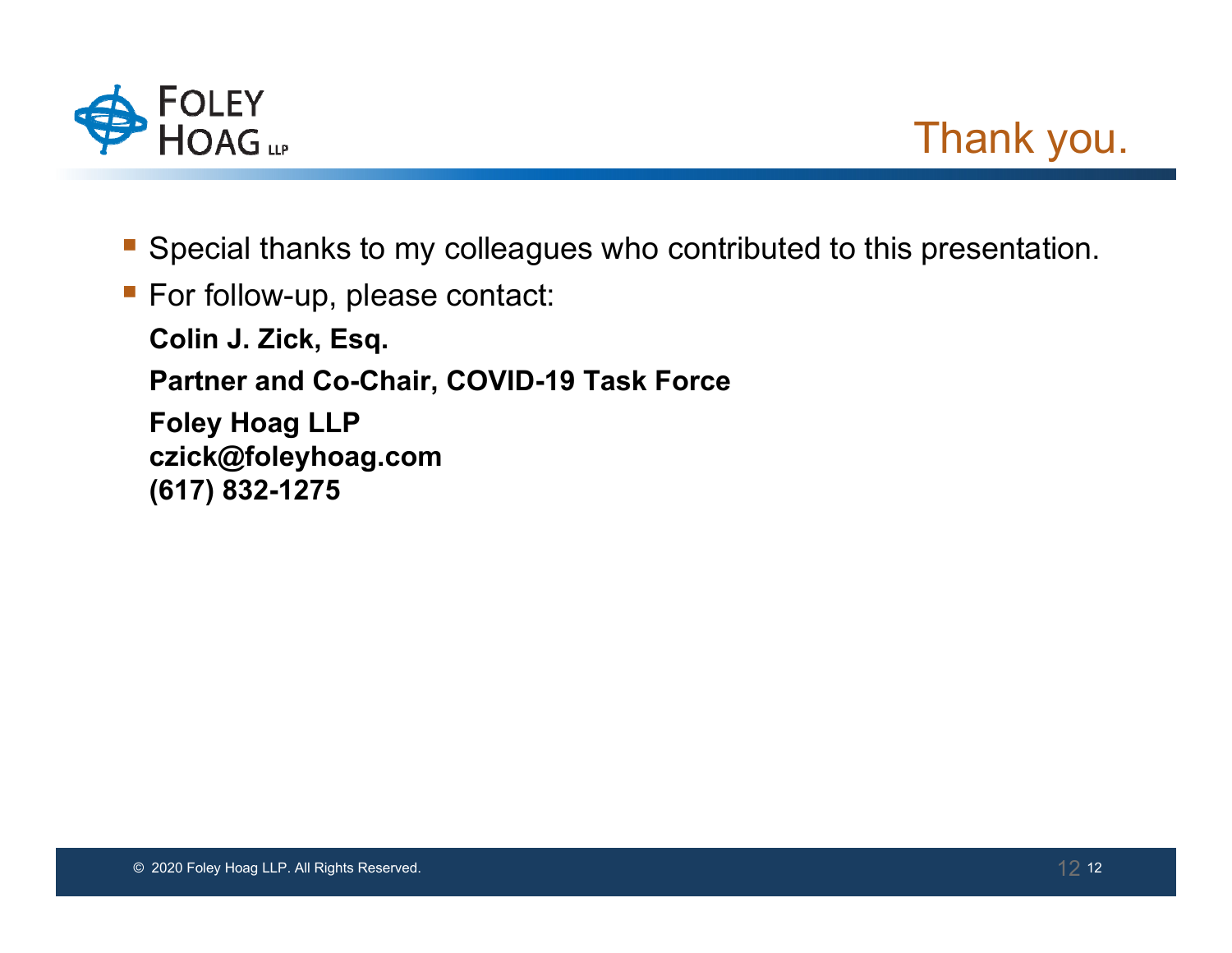# Thank you.

- Special thanks to my colleagues who contributed to this presentation.
- For follow-up, please contact:

**Colin J. Zick, Esq.**

**Partner and Co-Chair, COVID-19 Task Force**

**Foley Hoag LLP**
**czick@foleyhoag.com**
**(617) 832-1275**

© 2020 Foley Hoag LLP. All Rights Reserved.